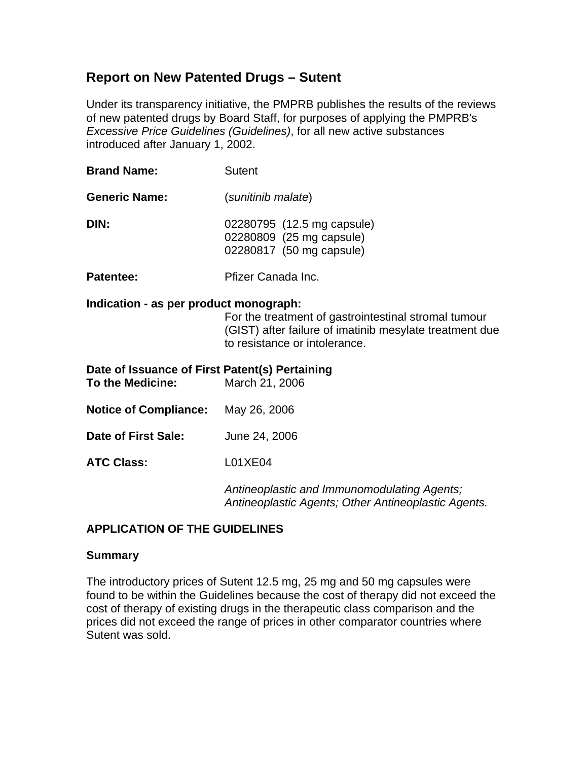# Report on New Patented Drugs – Sutent

Under its transparency initiative, the PMPRB publishes the results of the reviews of new patented drugs by Board Staff, for purposes of applying the PMPRB's *Excessive Price Guidelines (Guidelines)*, for all new active substances introduced after January 1, 2002.

**Brand Name:** Sutent

**Generic Name:** (*sunitinib malate*)

**DIN:**
02280795 (12.5 mg capsule)
02280809 (25 mg capsule)
02280817 (50 mg capsule)

**Patentee:** Pfizer Canada Inc.

**Indication - as per product monograph:**
For the treatment of gastrointestinal stromal tumour (GIST) after failure of imatinib mesylate treatment due to resistance or intolerance.

**Date of Issuance of First Patent(s) Pertaining To the Medicine:** March 21, 2006

**Notice of Compliance:** May 26, 2006

**Date of First Sale:** June 24, 2006

**ATC Class:** L01XE04

*Antineoplastic and Immunomodulating Agents; Antineoplastic Agents; Other Antineoplastic Agents.*

## APPLICATION OF THE GUIDELINES

### Summary

The introductory prices of Sutent 12.5 mg, 25 mg and 50 mg capsules were found to be within the Guidelines because the cost of therapy did not exceed the cost of therapy of existing drugs in the therapeutic class comparison and the prices did not exceed the range of prices in other comparator countries where Sutent was sold.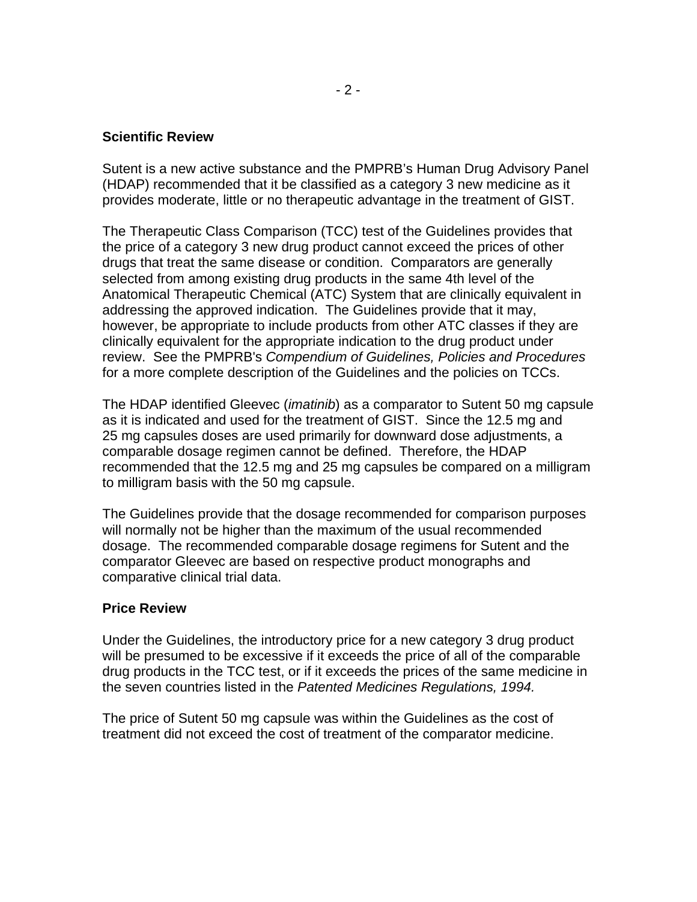## Scientific Review

Sutent is a new active substance and the PMPRB's Human Drug Advisory Panel (HDAP) recommended that it be classified as a category 3 new medicine as it provides moderate, little or no therapeutic advantage in the treatment of GIST.

The Therapeutic Class Comparison (TCC) test of the Guidelines provides that the price of a category 3 new drug product cannot exceed the prices of other drugs that treat the same disease or condition. Comparators are generally selected from among existing drug products in the same 4th level of the Anatomical Therapeutic Chemical (ATC) System that are clinically equivalent in addressing the approved indication. The Guidelines provide that it may, however, be appropriate to include products from other ATC classes if they are clinically equivalent for the appropriate indication to the drug product under review. See the PMPRB's *Compendium of Guidelines, Policies and Procedures* for a more complete description of the Guidelines and the policies on TCCs.

The HDAP identified Gleevec (*imatinib*) as a comparator to Sutent 50 mg capsule as it is indicated and used for the treatment of GIST. Since the 12.5 mg and 25 mg capsules doses are used primarily for downward dose adjustments, a comparable dosage regimen cannot be defined. Therefore, the HDAP recommended that the 12.5 mg and 25 mg capsules be compared on a milligram to milligram basis with the 50 mg capsule.

The Guidelines provide that the dosage recommended for comparison purposes will normally not be higher than the maximum of the usual recommended dosage. The recommended comparable dosage regimens for Sutent and the comparator Gleevec are based on respective product monographs and comparative clinical trial data.

## Price Review

Under the Guidelines, the introductory price for a new category 3 drug product will be presumed to be excessive if it exceeds the price of all of the comparable drug products in the TCC test, or if it exceeds the prices of the same medicine in the seven countries listed in the *Patented Medicines Regulations, 1994.*

The price of Sutent 50 mg capsule was within the Guidelines as the cost of treatment did not exceed the cost of treatment of the comparator medicine.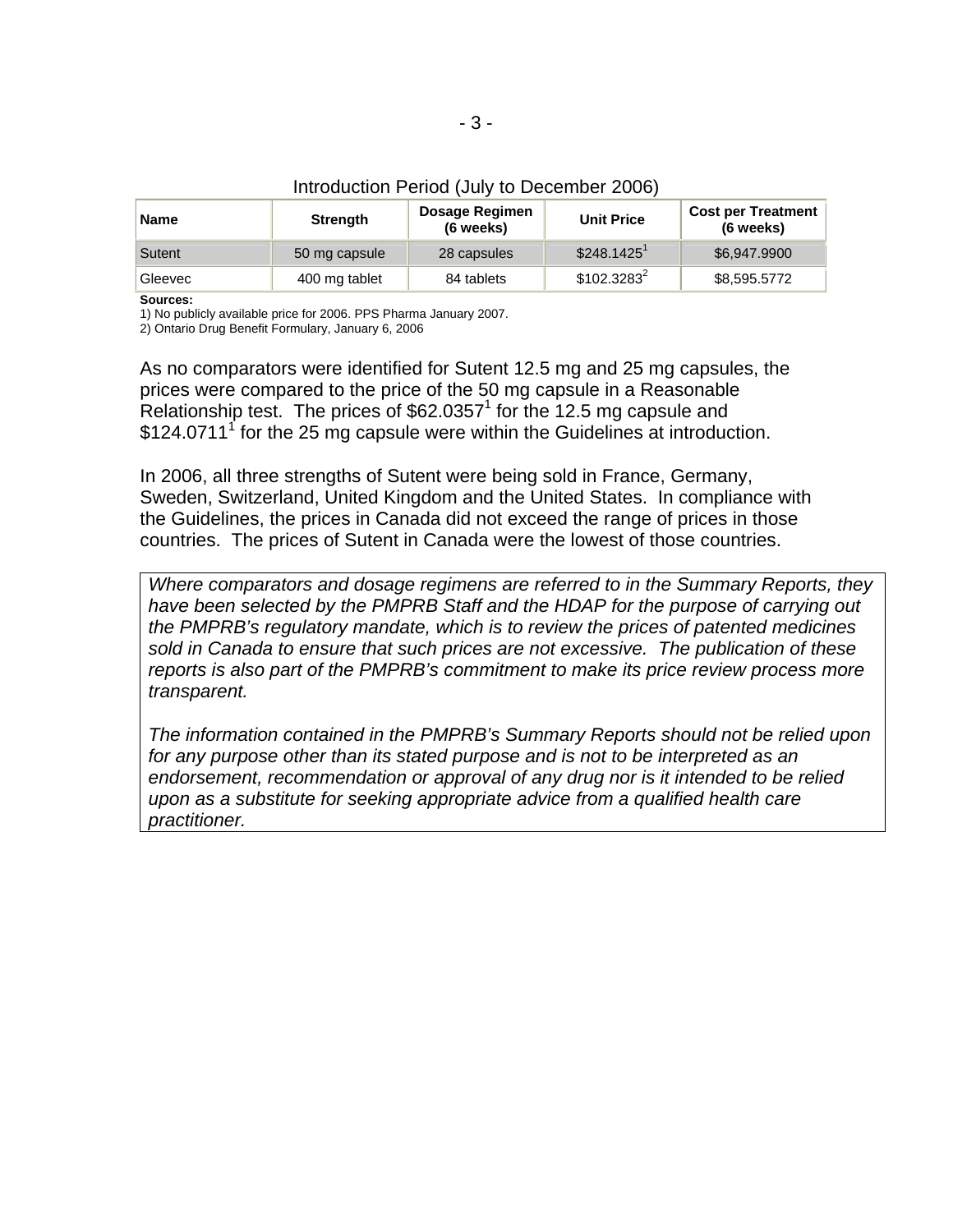Introduction Period (July to December 2006)

| Name | Strength | Dosage Regimen (6 weeks) | Unit Price | Cost per Treatment (6 weeks) |
|---|---|---|---|---|
| Sutent | 50 mg capsule | 28 capsules | $248.1425[1] | $6,947.9900 |
| Gleevec | 400 mg tablet | 84 tablets | $102.3283[2] | $8,595.5772 |

**Sources:**
1) No publicly available price for 2006. PPS Pharma January 2007.
2) Ontario Drug Benefit Formulary, January 6, 2006

As no comparators were identified for Sutent 12.5 mg and 25 mg capsules, the prices were compared to the price of the 50 mg capsule in a Reasonable Relationship test. The prices of $62.0357[1] for the 12.5 mg capsule and $124.0711[1] for the 25 mg capsule were within the Guidelines at introduction.

In 2006, all three strengths of Sutent were being sold in France, Germany, Sweden, Switzerland, United Kingdom and the United States. In compliance with the Guidelines, the prices in Canada did not exceed the range of prices in those countries. The prices of Sutent in Canada were the lowest of those countries.

*Where comparators and dosage regimens are referred to in the Summary Reports, they have been selected by the PMPRB Staff and the HDAP for the purpose of carrying out the PMPRB's regulatory mandate, which is to review the prices of patented medicines sold in Canada to ensure that such prices are not excessive. The publication of these reports is also part of the PMPRB's commitment to make its price review process more transparent.*

*The information contained in the PMPRB's Summary Reports should not be relied upon for any purpose other than its stated purpose and is not to be interpreted as an endorsement, recommendation or approval of any drug nor is it intended to be relied upon as a substitute for seeking appropriate advice from a qualified health care practitioner.*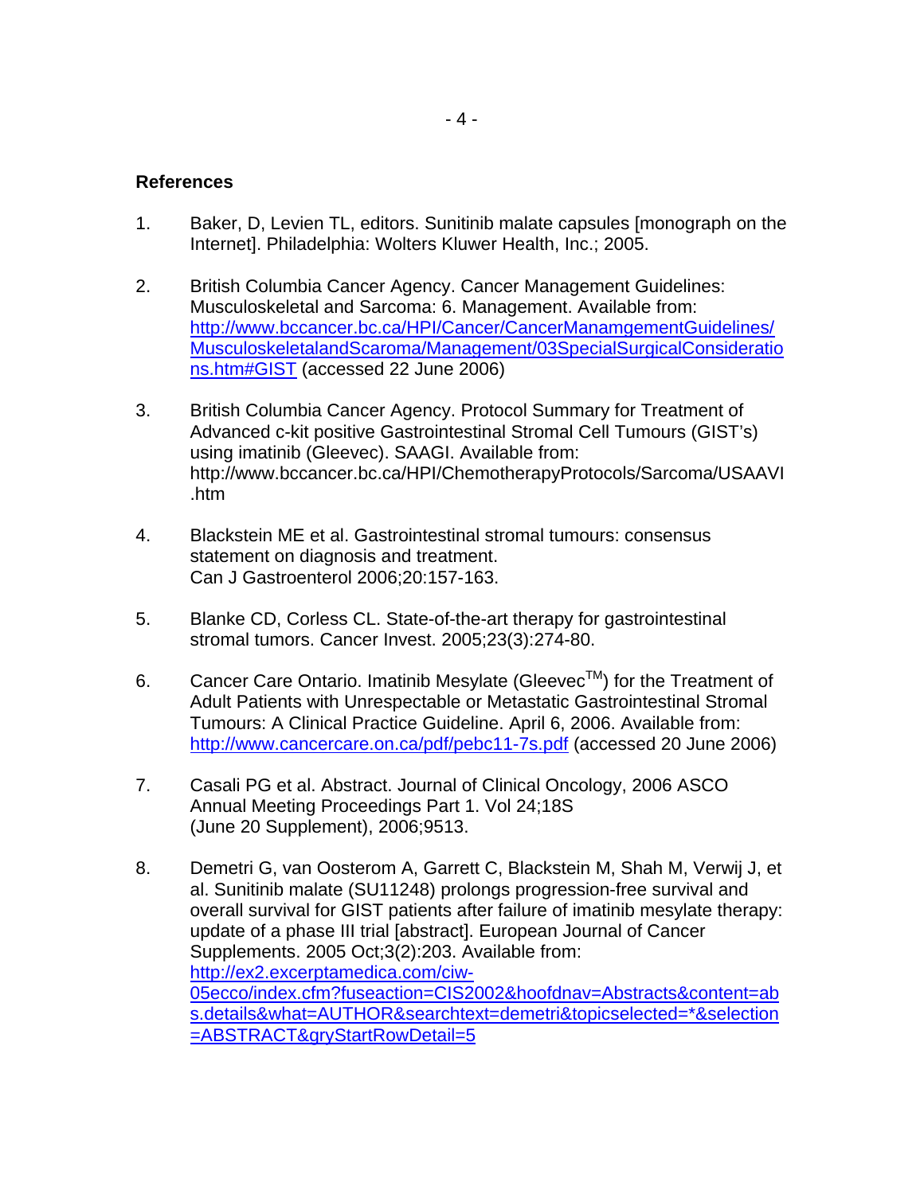## References

1. Baker, D, Levien TL, editors. Sunitinib malate capsules [monograph on the Internet]. Philadelphia: Wolters Kluwer Health, Inc.; 2005.

2. British Columbia Cancer Agency. Cancer Management Guidelines: Musculoskeletal and Sarcoma: 6. Management. Available from: http://www.bccancer.bc.ca/HPI/Cancer/CancerManamgementGuidelines/MusculoskeletalandScaroma/Management/03SpecialSurgicalConsiderations.htm#GIST (accessed 22 June 2006)

3. British Columbia Cancer Agency. Protocol Summary for Treatment of Advanced c-kit positive Gastrointestinal Stromal Cell Tumours (GIST's) using imatinib (Gleevec). SAAGI. Available from: http://www.bccancer.bc.ca/HPI/ChemotherapyProtocols/Sarcoma/USAAVI.htm

4. Blackstein ME et al. Gastrointestinal stromal tumours: consensus statement on diagnosis and treatment. Can J Gastroenterol 2006;20:157-163.

5. Blanke CD, Corless CL. State-of-the-art therapy for gastrointestinal stromal tumors. Cancer Invest. 2005;23(3):274-80.

6. Cancer Care Ontario. Imatinib Mesylate (Gleevec™) for the Treatment of Adult Patients with Unrespectable or Metastatic Gastrointestinal Stromal Tumours: A Clinical Practice Guideline. April 6, 2006. Available from: http://www.cancercare.on.ca/pdf/pebc11-7s.pdf (accessed 20 June 2006)

7. Casali PG et al. Abstract. Journal of Clinical Oncology, 2006 ASCO Annual Meeting Proceedings Part 1. Vol 24;18S (June 20 Supplement), 2006;9513.

8. Demetri G, van Oosterom A, Garrett C, Blackstein M, Shah M, Verwij J, et al. Sunitinib malate (SU11248) prolongs progression-free survival and overall survival for GIST patients after failure of imatinib mesylate therapy: update of a phase III trial [abstract]. European Journal of Cancer Supplements. 2005 Oct;3(2):203. Available from: http://ex2.excerptamedica.com/ciw-05ecco/index.cfm?fuseaction=CIS2002&hoofdnav=Abstracts&content=abs.details&what=AUTHOR&searchtext=demetri&topicselected=*&selection=ABSTRACT&qryStartRowDetail=5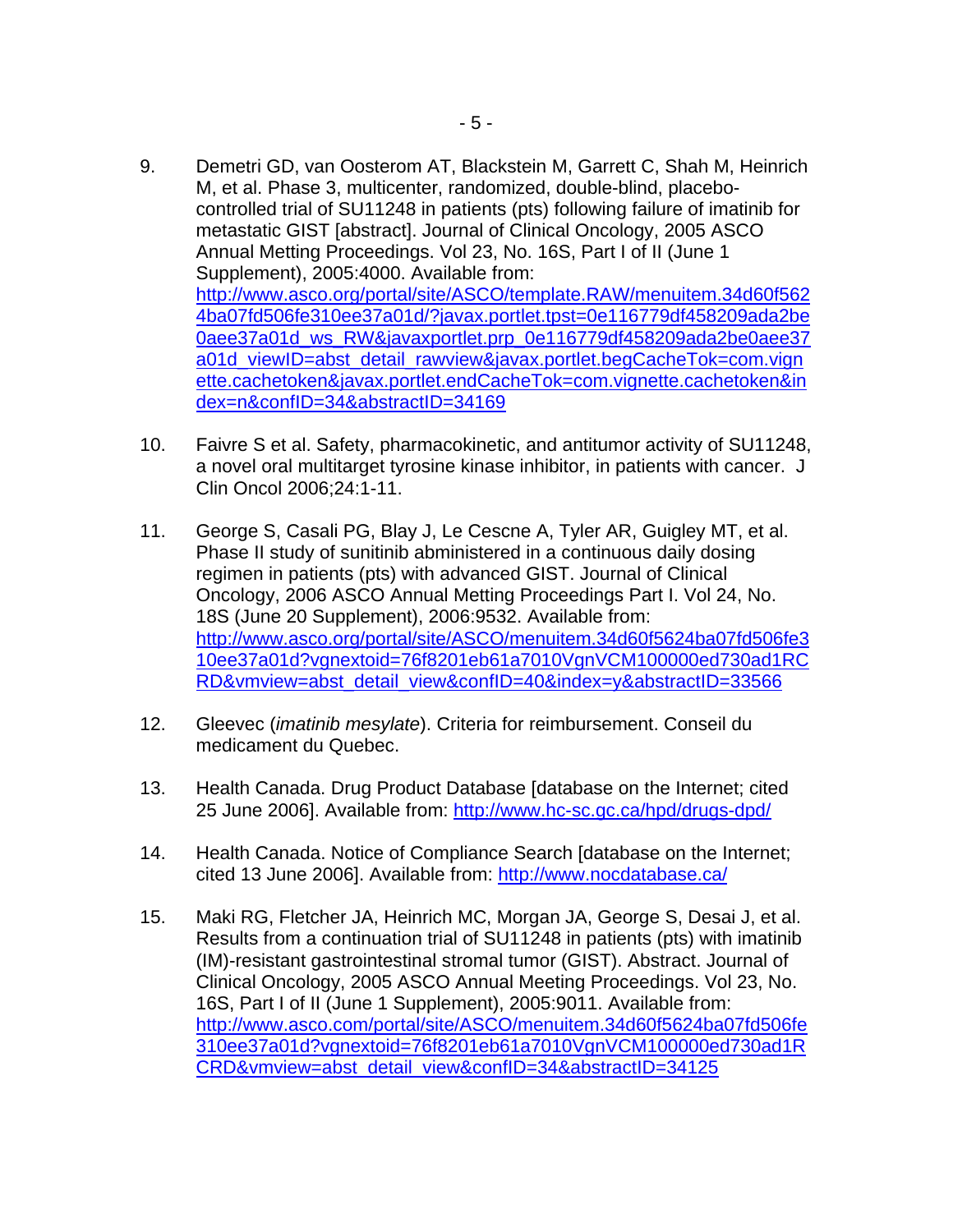9. Demetri GD, van Oosterom AT, Blackstein M, Garrett C, Shah M, Heinrich M, et al. Phase 3, multicenter, randomized, double-blind, placebo-controlled trial of SU11248 in patients (pts) following failure of imatinib for metastatic GIST [abstract]. Journal of Clinical Oncology, 2005 ASCO Annual Metting Proceedings. Vol 23, No. 16S, Part I of II (June 1 Supplement), 2005:4000. Available from: http://www.asco.org/portal/site/ASCO/template.RAW/menuitem.34d60f5624ba07fd506fe310ee37a01d/?javax.portlet.tpst=0e116779df458209ada2be0aee37a01d_ws_RW&javaxportlet.prp_0e116779df458209ada2be0aee37a01d_viewID=abst_detail_rawview&javax.portlet.begCacheTok=com.vignette.cachetoken&javax.portlet.endCacheTok=com.vignette.cachetoken&index=n&confID=34&abstractID=34169

10. Faivre S et al. Safety, pharmacokinetic, and antitumor activity of SU11248, a novel oral multitarget tyrosine kinase inhibitor, in patients with cancer. J Clin Oncol 2006;24:1-11.

11. George S, Casali PG, Blay J, Le Cescne A, Tyler AR, Guigley MT, et al. Phase II study of sunitinib abministered in a continuous daily dosing regimen in patients (pts) with advanced GIST. Journal of Clinical Oncology, 2006 ASCO Annual Metting Proceedings Part I. Vol 24, No. 18S (June 20 Supplement), 2006:9532. Available from: http://www.asco.org/portal/site/ASCO/menuitem.34d60f5624ba07fd506fe310ee37a01d?vgnextoid=76f8201eb61a7010VgnVCM100000ed730ad1RCRD&vmview=abst_detail_view&confID=40&index=y&abstractID=33566

12. Gleevec (*imatinib mesylate*). Criteria for reimbursement. Conseil du medicament du Quebec.

13. Health Canada. Drug Product Database [database on the Internet; cited 25 June 2006]. Available from: http://www.hc-sc.gc.ca/hpd/drugs-dpd/

14. Health Canada. Notice of Compliance Search [database on the Internet; cited 13 June 2006]. Available from: http://www.nocdatabase.ca/

15. Maki RG, Fletcher JA, Heinrich MC, Morgan JA, George S, Desai J, et al. Results from a continuation trial of SU11248 in patients (pts) with imatinib (IM)-resistant gastrointestinal stromal tumor (GIST). Abstract. Journal of Clinical Oncology, 2005 ASCO Annual Meeting Proceedings. Vol 23, No. 16S, Part I of II (June 1 Supplement), 2005:9011. Available from: http://www.asco.com/portal/site/ASCO/menuitem.34d60f5624ba07fd506fe310ee37a01d?vgnextoid=76f8201eb61a7010VgnVCM100000ed730ad1RCRD&vmview=abst_detail_view&confID=34&abstractID=34125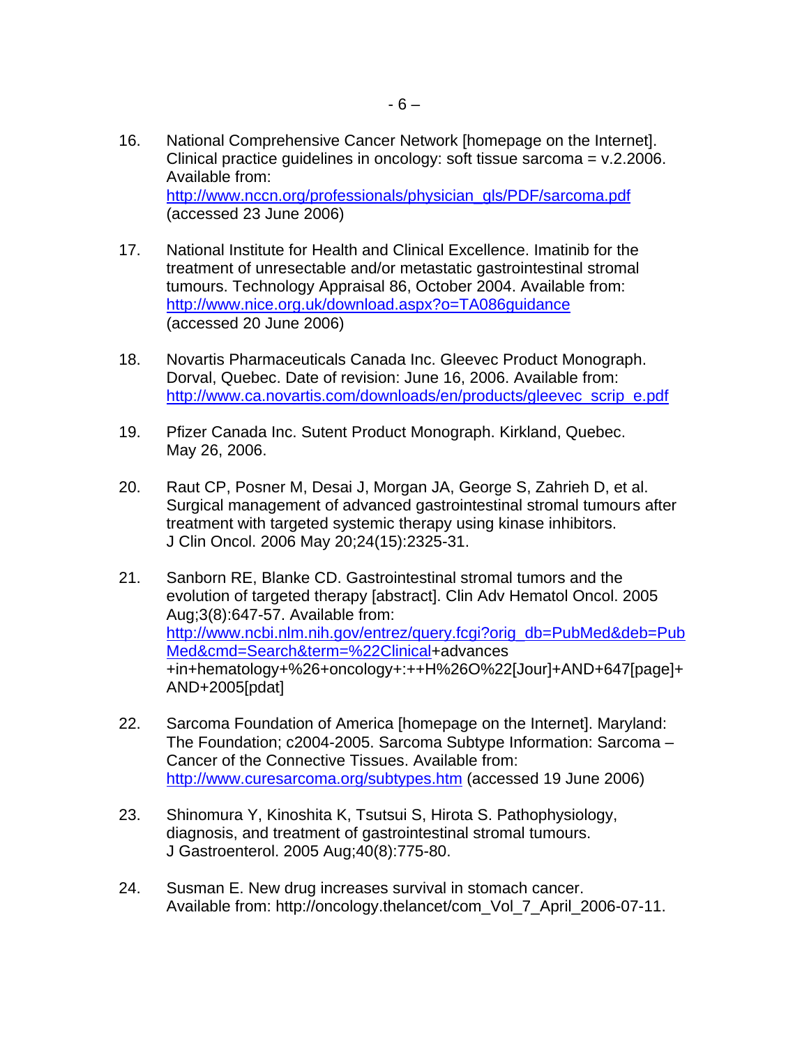16. National Comprehensive Cancer Network [homepage on the Internet]. Clinical practice guidelines in oncology: soft tissue sarcoma = v.2.2006. Available from: http://www.nccn.org/professionals/physician_gls/PDF/sarcoma.pdf (accessed 23 June 2006)

17. National Institute for Health and Clinical Excellence. Imatinib for the treatment of unresectable and/or metastatic gastrointestinal stromal tumours. Technology Appraisal 86, October 2004. Available from: http://www.nice.org.uk/download.aspx?o=TA086guidance (accessed 20 June 2006)

18. Novartis Pharmaceuticals Canada Inc. Gleevec Product Monograph. Dorval, Quebec. Date of revision: June 16, 2006. Available from: http://www.ca.novartis.com/downloads/en/products/gleevec_scrip_e.pdf

19. Pfizer Canada Inc. Sutent Product Monograph. Kirkland, Quebec. May 26, 2006.

20. Raut CP, Posner M, Desai J, Morgan JA, George S, Zahrieh D, et al. Surgical management of advanced gastrointestinal stromal tumours after treatment with targeted systemic therapy using kinase inhibitors. J Clin Oncol. 2006 May 20;24(15):2325-31.

21. Sanborn RE, Blanke CD. Gastrointestinal stromal tumors and the evolution of targeted therapy [abstract]. Clin Adv Hematol Oncol. 2005 Aug;3(8):647-57. Available from: http://www.ncbi.nlm.nih.gov/entrez/query.fcgi?orig_db=PubMed&deb=PubMed&cmd=Search&term=%22Clinical+advances+in+hematology+%26+oncology+:++H%26O%22[Jour]+AND+647[page]+AND+2005[pdat]

22. Sarcoma Foundation of America [homepage on the Internet]. Maryland: The Foundation; c2004-2005. Sarcoma Subtype Information: Sarcoma – Cancer of the Connective Tissues. Available from: http://www.curesarcoma.org/subtypes.htm (accessed 19 June 2006)

23. Shinomura Y, Kinoshita K, Tsutsui S, Hirota S. Pathophysiology, diagnosis, and treatment of gastrointestinal stromal tumours. J Gastroenterol. 2005 Aug;40(8):775-80.

24. Susman E. New drug increases survival in stomach cancer. Available from: http://oncology.thelancet/com_Vol_7_April_2006-07-11.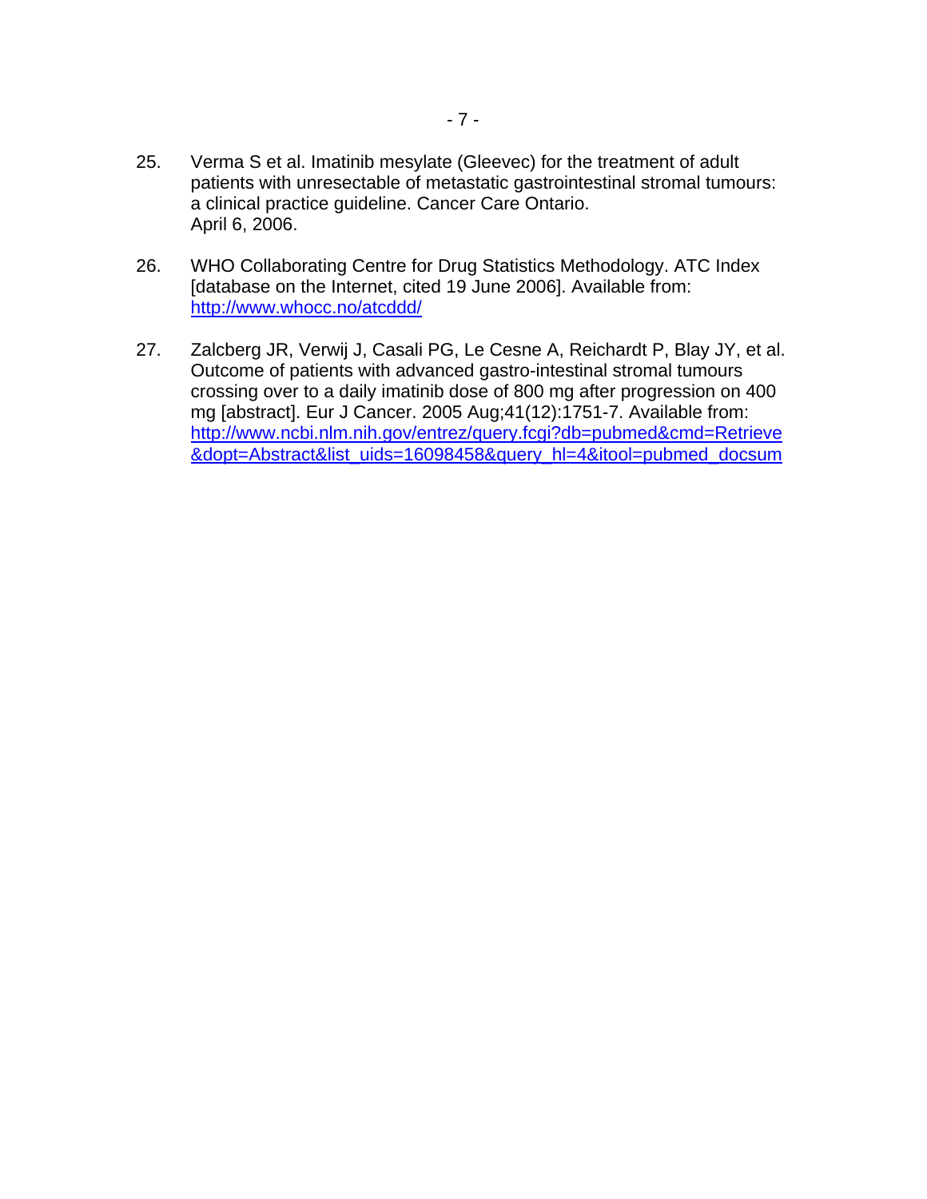25. Verma S et al. Imatinib mesylate (Gleevec) for the treatment of adult patients with unresectable of metastatic gastrointestinal stromal tumours: a clinical practice guideline. Cancer Care Ontario. April 6, 2006.

26. WHO Collaborating Centre for Drug Statistics Methodology. ATC Index [database on the Internet, cited 19 June 2006]. Available from: http://www.whocc.no/atcddd/

27. Zalcberg JR, Verwij J, Casali PG, Le Cesne A, Reichardt P, Blay JY, et al. Outcome of patients with advanced gastro-intestinal stromal tumours crossing over to a daily imatinib dose of 800 mg after progression on 400 mg [abstract]. Eur J Cancer. 2005 Aug;41(12):1751-7. Available from: http://www.ncbi.nlm.nih.gov/entrez/query.fcgi?db=pubmed&cmd=Retrieve&dopt=Abstract&list_uids=16098458&query_hl=4&itool=pubmed_docsum